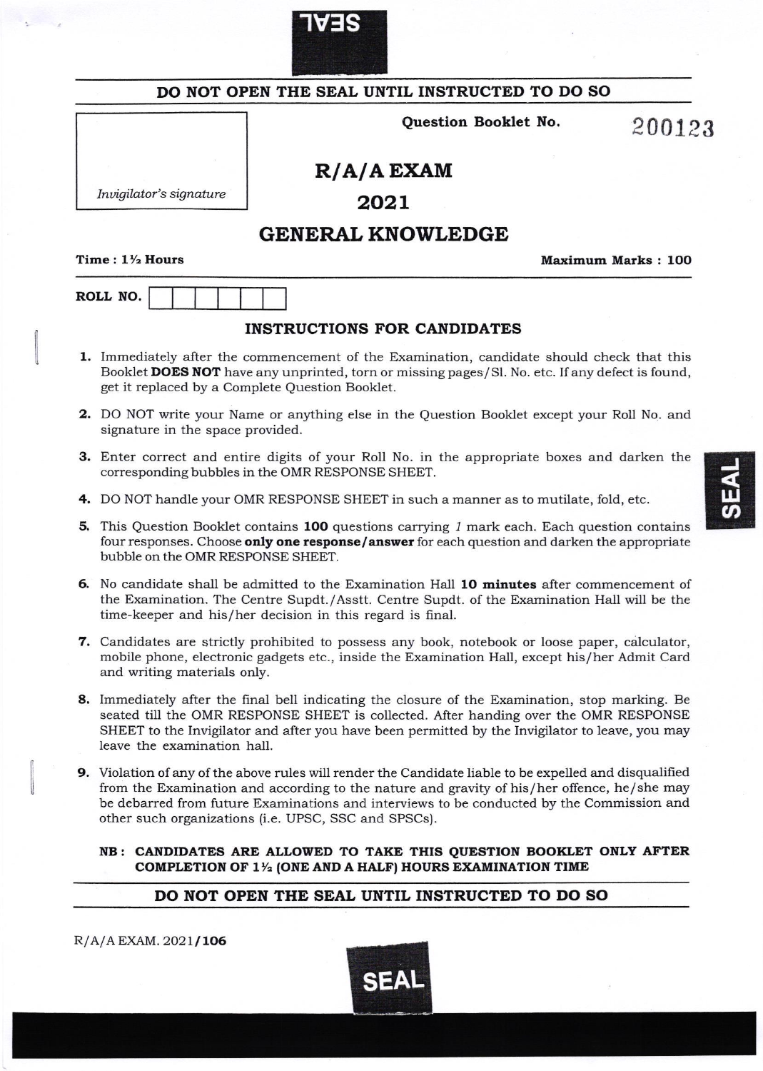SEAL

**DO NOT OPEN THE SEAL UNTIL INSTRUCTED TO DO SO**

*Invigilator's signature*

**Question Booklet No.** 200123

# R/A/A EXAM
# 2021
# GENERAL KNOWLEDGE

**Time : 1½ Hours** **Maximum Marks : 100**

**ROLL NO.** | | | | | | |

## INSTRUCTIONS FOR CANDIDATES

1. Immediately after the commencement of the Examination, candidate should check that this Booklet **DOES NOT** have any unprinted, torn or missing pages/Sl. No. etc. If any defect is found, get it replaced by a Complete Question Booklet.
2. DO NOT write your Name or anything else in the Question Booklet except your Roll No. and signature in the space provided.
3. Enter correct and entire digits of your Roll No. in the appropriate boxes and darken the corresponding bubbles in the OMR RESPONSE SHEET.
4. DO NOT handle your OMR RESPONSE SHEET in such a manner as to mutilate, fold, etc.
5. This Question Booklet contains **100** questions carrying *1* mark each. Each question contains four responses. Choose **only one response/answer** for each question and darken the appropriate bubble on the OMR RESPONSE SHEET.
6. No candidate shall be admitted to the Examination Hall **10 minutes** after commencement of the Examination. The Centre Supdt./Asstt. Centre Supdt. of the Examination Hall will be the time-keeper and his/her decision in this regard is final.
7. Candidates are strictly prohibited to possess any book, notebook or loose paper, calculator, mobile phone, electronic gadgets etc., inside the Examination Hall, except his/her Admit Card and writing materials only.
8. Immediately after the final bell indicating the closure of the Examination, stop marking. Be seated till the OMR RESPONSE SHEET is collected. After handing over the OMR RESPONSE SHEET to the Invigilator and after you have been permitted by the Invigilator to leave, you may leave the examination hall.
9. Violation of any of the above rules will render the Candidate liable to be expelled and disqualified from the Examination and according to the nature and gravity of his/her offence, he/she may be debarred from future Examinations and interviews to be conducted by the Commission and other such organizations (i.e. UPSC, SSC and SPSCs).

**NB : CANDIDATES ARE ALLOWED TO TAKE THIS QUESTION BOOKLET ONLY AFTER COMPLETION OF 1½ (ONE AND A HALF) HOURS EXAMINATION TIME**

**DO NOT OPEN THE SEAL UNTIL INSTRUCTED TO DO SO**

R/A/A EXAM. 2021/**106**

SEAL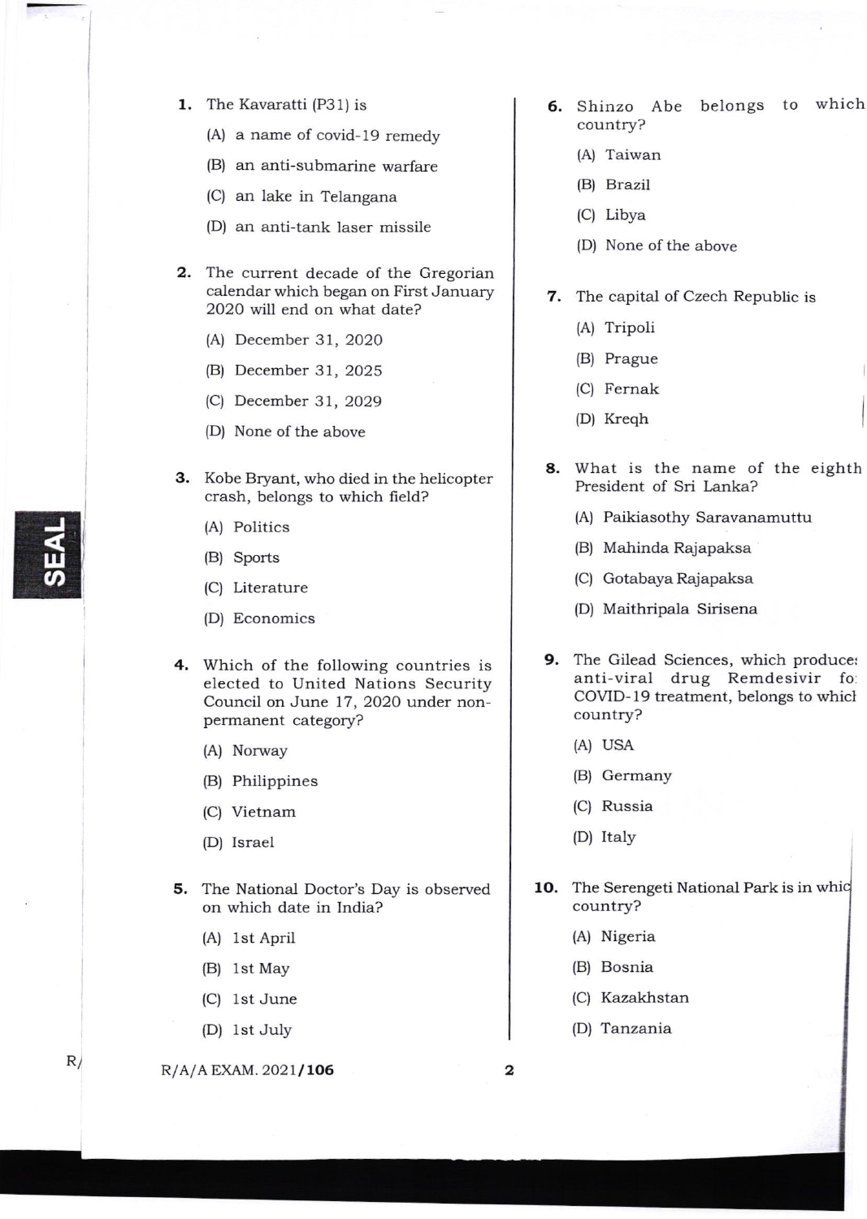1. The Kavaratti (P31) is

   (A) a name of covid-19 remedy

   (B) an anti-submarine warfare

   (C) an lake in Telangana

   (D) an anti-tank laser missile

2. The current decade of the Gregorian calendar which began on First January 2020 will end on what date?

   (A) December 31, 2020

   (B) December 31, 2025

   (C) December 31, 2029

   (D) None of the above

3. Kobe Bryant, who died in the helicopter crash, belongs to which field?

   (A) Politics

   (B) Sports

   (C) Literature

   (D) Economics

4. Which of the following countries is elected to United Nations Security Council on June 17, 2020 under non-permanent category?

   (A) Norway

   (B) Philippines

   (C) Vietnam

   (D) Israel

5. The National Doctor's Day is observed on which date in India?

   (A) 1st April

   (B) 1st May

   (C) 1st June

   (D) 1st July

6. Shinzo Abe belongs to which country?

   (A) Taiwan

   (B) Brazil

   (C) Libya

   (D) None of the above

7. The capital of Czech Republic is

   (A) Tripoli

   (B) Prague

   (C) Fernak

   (D) Kreqh

8. What is the name of the eighth President of Sri Lanka?

   (A) Paikiasothy Saravanamuttu

   (B) Mahinda Rajapaksa

   (C) Gotabaya Rajapaksa

   (D) Maithripala Sirisena

9. The Gilead Sciences, which produces anti-viral drug Remdesivir for COVID-19 treatment, belongs to which country?

   (A) USA

   (B) Germany

   (C) Russia

   (D) Italy

10. The Serengeti National Park is in which country?

    (A) Nigeria

    (B) Bosnia

    (C) Kazakhstan

    (D) Tanzania